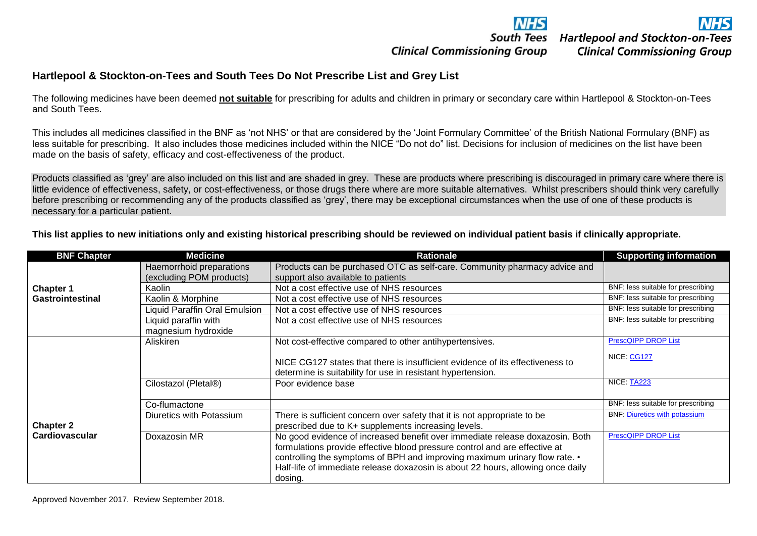NHS South Tees Clinical Commissioning Group

NHS Hartlepool and Stockton-on-Tees Clinical Commissioning Group

## Hartlepool & Stockton-on-Tees and South Tees Do Not Prescribe List and Grey List

The following medicines have been deemed **not suitable** for prescribing for adults and children in primary or secondary care within Hartlepool & Stockton-on-Tees and South Tees.

This includes all medicines classified in the BNF as 'not NHS' or that are considered by the 'Joint Formulary Committee' of the British National Formulary (BNF) as less suitable for prescribing. It also includes those medicines included within the NICE "Do not do" list. Decisions for inclusion of medicines on the list have been made on the basis of safety, efficacy and cost-effectiveness of the product.

Products classified as 'grey' are also included on this list and are shaded in grey. These are products where prescribing is discouraged in primary care where there is little evidence of effectiveness, safety, or cost-effectiveness, or those drugs there where are more suitable alternatives. Whilst prescribers should think very carefully before prescribing or recommending any of the products classified as 'grey', there may be exceptional circumstances when the use of one of these products is necessary for a particular patient.

**This list applies to new initiations only and existing historical prescribing should be reviewed on individual patient basis if clinically appropriate.**

| BNF Chapter | Medicine | Rationale | Supporting information |
|---|---|---|---|
| **Chapter 1 Gastrointestinal** | Haemorrhoid preparations (excluding POM products) | Products can be purchased OTC as self-care. Community pharmacy advice and support also available to patients | |
| | Kaolin | Not a cost effective use of NHS resources | BNF: less suitable for prescribing |
| | Kaolin & Morphine | Not a cost effective use of NHS resources | BNF: less suitable for prescribing |
| | Liquid Paraffin Oral Emulsion | Not a cost effective use of NHS resources | BNF: less suitable for prescribing |
| | Liquid paraffin with magnesium hydroxide | Not a cost effective use of NHS resources | BNF: less suitable for prescribing |
| **Chapter 2 Cardiovascular** | Aliskiren | Not cost-effective compared to other antihypertensives.<br><br>NICE CG127 states that there is insufficient evidence of its effectiveness to determine is suitability for use in resistant hypertension. | PrescQIPP DROP List<br><br>NICE: CG127 |
| | Cilostazol (Pletal®) | Poor evidence base | NICE: TA223 |
| | Co-flumactone | | BNF: less suitable for prescribing |
| | Diuretics with Potassium | There is sufficient concern over safety that it is not appropriate to be prescribed due to K+ supplements increasing levels. | BNF: Diuretics with potassium |
| | Doxazosin MR | No good evidence of increased benefit over immediate release doxazosin. Both formulations provide effective blood pressure control and are effective at controlling the symptoms of BPH and improving maximum urinary flow rate. • Half-life of immediate release doxazosin is about 22 hours, allowing once daily dosing. | PrescQIPP DROP List |

Approved November 2017. Review September 2018.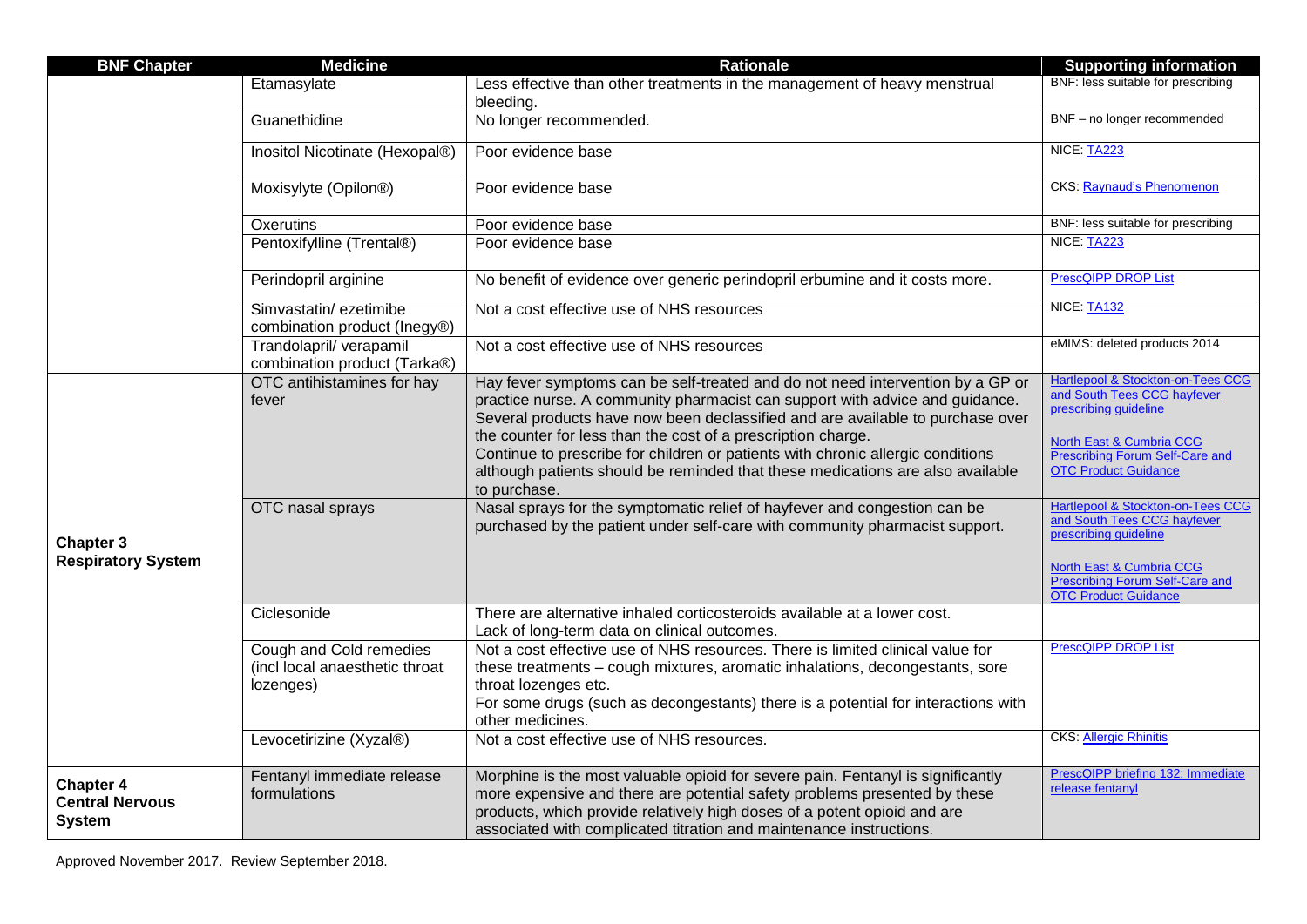| BNF Chapter | Medicine | Rationale | Supporting information |
|---|---|---|---|
| | Etamasylate | Less effective than other treatments in the management of heavy menstrual bleeding. | BNF: less suitable for prescribing |
| | Guanethidine | No longer recommended. | BNF – no longer recommended |
| | Inositol Nicotinate (Hexopal®) | Poor evidence base | NICE: TA223 |
| | Moxisylyte (Opilon®) | Poor evidence base | CKS: Raynaud's Phenomenon |
| | Oxerutins | Poor evidence base | BNF: less suitable for prescribing |
| | Pentoxifylline (Trental®) | Poor evidence base | NICE: TA223 |
| | Perindopril arginine | No benefit of evidence over generic perindopril erbumine and it costs more. | PrescQIPP DROP List |
| | Simvastatin/ ezetimibe combination product (Inegy®) | Not a cost effective use of NHS resources | NICE: TA132 |
| | Trandolapril/ verapamil combination product (Tarka®) | Not a cost effective use of NHS resources | eMIMS: deleted products 2014 |
| **Chapter 3 Respiratory System** | OTC antihistamines for hay fever | Hay fever symptoms can be self-treated and do not need intervention by a GP or practice nurse. A community pharmacist can support with advice and guidance. Several products have now been declassified and are available to purchase over the counter for less than the cost of a prescription charge.<br>Continue to prescribe for children or patients with chronic allergic conditions although patients should be reminded that these medications are also available to purchase. | Hartlepool & Stockton-on-Tees CCG and South Tees CCG hayfever prescribing guideline<br><br>North East & Cumbria CCG Prescribing Forum Self-Care and OTC Product Guidance |
| | OTC nasal sprays | Nasal sprays for the symptomatic relief of hayfever and congestion can be purchased by the patient under self-care with community pharmacist support. | Hartlepool & Stockton-on-Tees CCG and South Tees CCG hayfever prescribing guideline<br><br>North East & Cumbria CCG Prescribing Forum Self-Care and OTC Product Guidance |
| | Ciclesonide | There are alternative inhaled corticosteroids available at a lower cost.<br>Lack of long-term data on clinical outcomes. | |
| | Cough and Cold remedies (incl local anaesthetic throat lozenges) | Not a cost effective use of NHS resources. There is limited clinical value for these treatments – cough mixtures, aromatic inhalations, decongestants, sore throat lozenges etc.<br>For some drugs (such as decongestants) there is a potential for interactions with other medicines. | PrescQIPP DROP List |
| | Levocetirizine (Xyzal®) | Not a cost effective use of NHS resources. | CKS: Allergic Rhinitis |
| **Chapter 4 Central Nervous System** | Fentanyl immediate release formulations | Morphine is the most valuable opioid for severe pain. Fentanyl is significantly more expensive and there are potential safety problems presented by these products, which provide relatively high doses of a potent opioid and are associated with complicated titration and maintenance instructions. | PrescQIPP briefing 132: Immediate release fentanyl |

Approved November 2017. Review September 2018.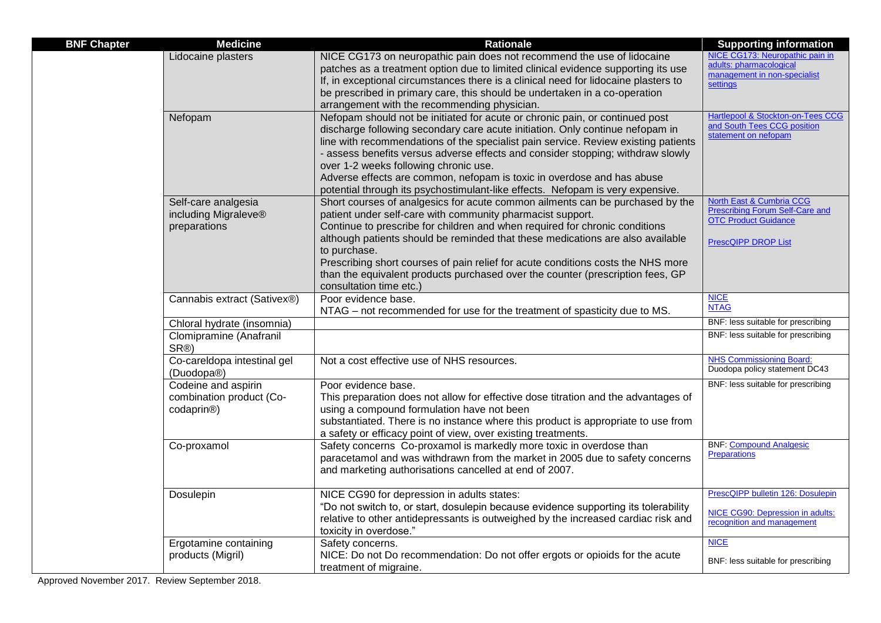| BNF Chapter | Medicine | Rationale | Supporting information |
|---|---|---|---|
| | Lidocaine plasters | NICE CG173 on neuropathic pain does not recommend the use of lidocaine patches as a treatment option due to limited clinical evidence supporting its use If, in exceptional circumstances there is a clinical need for lidocaine plasters to be prescribed in primary care, this should be undertaken in a co-operation arrangement with the recommending physician. | NICE CG173: Neuropathic pain in adults: pharmacological management in non-specialist settings |
| | Nefopam | Nefopam should not be initiated for acute or chronic pain, or continued post discharge following secondary care acute initiation. Only continue nefopam in line with recommendations of the specialist pain service. Review existing patients - assess benefits versus adverse effects and consider stopping; withdraw slowly over 1-2 weeks following chronic use.<br>Adverse effects are common, nefopam is toxic in overdose and has abuse potential through its psychostimulant-like effects. Nefopam is very expensive. | Hartlepool & Stockton-on-Tees CCG and South Tees CCG position statement on nefopam |
| | Self-care analgesia including Migraleve® preparations | Short courses of analgesics for acute common ailments can be purchased by the patient under self-care with community pharmacist support.<br>Continue to prescribe for children and when required for chronic conditions although patients should be reminded that these medications are also available to purchase.<br>Prescribing short courses of pain relief for acute conditions costs the NHS more than the equivalent products purchased over the counter (prescription fees, GP consultation time etc.) | North East & Cumbria CCG Prescribing Forum Self-Care and OTC Product Guidance<br><br>PrescQIPP DROP List |
| | Cannabis extract (Sativex®) | Poor evidence base.<br>NTAG – not recommended for use for the treatment of spasticity due to MS. | NICE<br>NTAG |
| | Chloral hydrate (insomnia) | | BNF: less suitable for prescribing |
| | Clomipramine (Anafranil SR®) | | BNF: less suitable for prescribing |
| | Co-careldopa intestinal gel (Duodopa®) | Not a cost effective use of NHS resources. | NHS Commissioning Board: Duodopa policy statement DC43 |
| | Codeine and aspirin combination product (Co-codaprin®) | Poor evidence base.<br>This preparation does not allow for effective dose titration and the advantages of using a compound formulation have not been substantiated. There is no instance where this product is appropriate to use from a safety or efficacy point of view, over existing treatments. | BNF: less suitable for prescribing |
| | Co-proxamol | Safety concerns Co-proxamol is markedly more toxic in overdose than paracetamol and was withdrawn from the market in 2005 due to safety concerns and marketing authorisations cancelled at end of 2007. | BNF: Compound Analgesic Preparations |
| | Dosulepin | NICE CG90 for depression in adults states:<br>"Do not switch to, or start, dosulepin because evidence supporting its tolerability relative to other antidepressants is outweighed by the increased cardiac risk and toxicity in overdose." | PrescQIPP bulletin 126: Dosulepin<br><br>NICE CG90: Depression in adults: recognition and management |
| | Ergotamine containing products (Migril) | Safety concerns.<br>NICE: Do not Do recommendation: Do not offer ergots or opioids for the acute treatment of migraine. | NICE<br><br>BNF: less suitable for prescribing |

Approved November 2017. Review September 2018.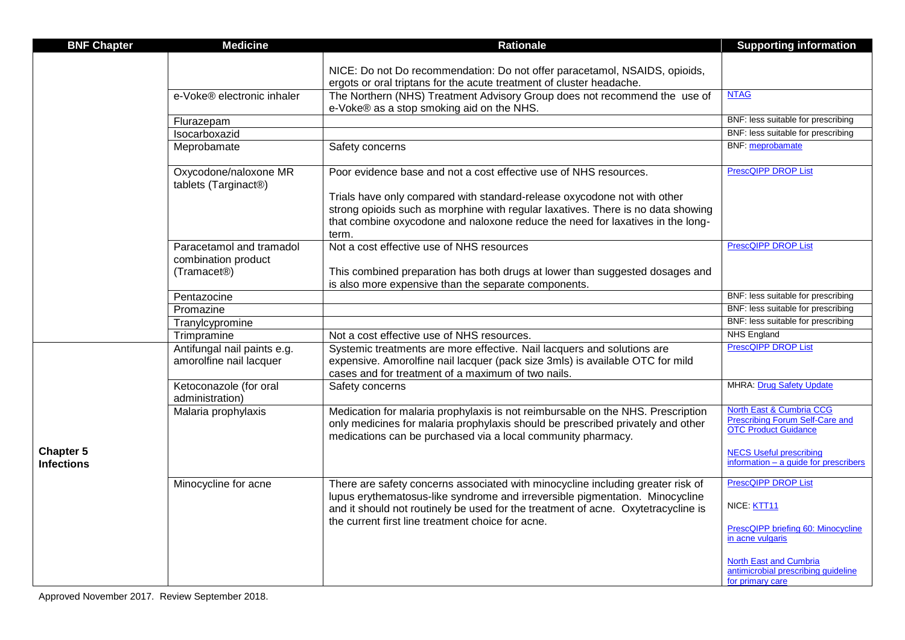| BNF Chapter | Medicine | Rationale | Supporting information |
|---|---|---|---|
| | | NICE: Do not Do recommendation: Do not offer paracetamol, NSAIDS, opioids, ergots or oral triptans for the acute treatment of cluster headache. | |
| | e-Voke® electronic inhaler | The Northern (NHS) Treatment Advisory Group does not recommend the use of e-Voke® as a stop smoking aid on the NHS. | NTAG |
| | Flurazepam | | BNF: less suitable for prescribing |
| | Isocarboxazid | | BNF: less suitable for prescribing |
| | Meprobamate | Safety concerns | BNF: meprobamate |
| | Oxycodone/naloxone MR tablets (Targinact®) | Poor evidence base and not a cost effective use of NHS resources.<br><br>Trials have only compared with standard-release oxycodone not with other strong opioids such as morphine with regular laxatives. There is no data showing that combine oxycodone and naloxone reduce the need for laxatives in the long-term. | PrescQIPP DROP List |
| | Paracetamol and tramadol combination product (Tramacet®) | Not a cost effective use of NHS resources<br><br>This combined preparation has both drugs at lower than suggested dosages and is also more expensive than the separate components. | PrescQIPP DROP List |
| | Pentazocine | | BNF: less suitable for prescribing |
| | Promazine | | BNF: less suitable for prescribing |
| | Tranylcypromine | | BNF: less suitable for prescribing |
| | Trimpramine | Not a cost effective use of NHS resources. | NHS England |
| **Chapter 5 Infections** | Antifungal nail paints e.g. amorolfine nail lacquer | Systemic treatments are more effective. Nail lacquers and solutions are expensive. Amorolfine nail lacquer (pack size 3mls) is available OTC for mild cases and for treatment of a maximum of two nails. | PrescQIPP DROP List |
| | Ketoconazole (for oral administration) | Safety concerns | MHRA: Drug Safety Update |
| | Malaria prophylaxis | Medication for malaria prophylaxis is not reimbursable on the NHS. Prescription only medicines for malaria prophylaxis should be prescribed privately and other medications can be purchased via a local community pharmacy. | North East & Cumbria CCG Prescribing Forum Self-Care and OTC Product Guidance<br><br>NECS Useful prescribing information – a guide for prescribers |
| | Minocycline for acne | There are safety concerns associated with minocycline including greater risk of lupus erythematosus-like syndrome and irreversible pigmentation. Minocycline and it should not routinely be used for the treatment of acne. Oxytetracycline is the current first line treatment choice for acne. | PrescQIPP DROP List<br><br>NICE: KTT11<br><br>PrescQIPP briefing 60: Minocycline in acne vulgaris<br><br>North East and Cumbria antimicrobial prescribing guideline for primary care |

Approved November 2017. Review September 2018.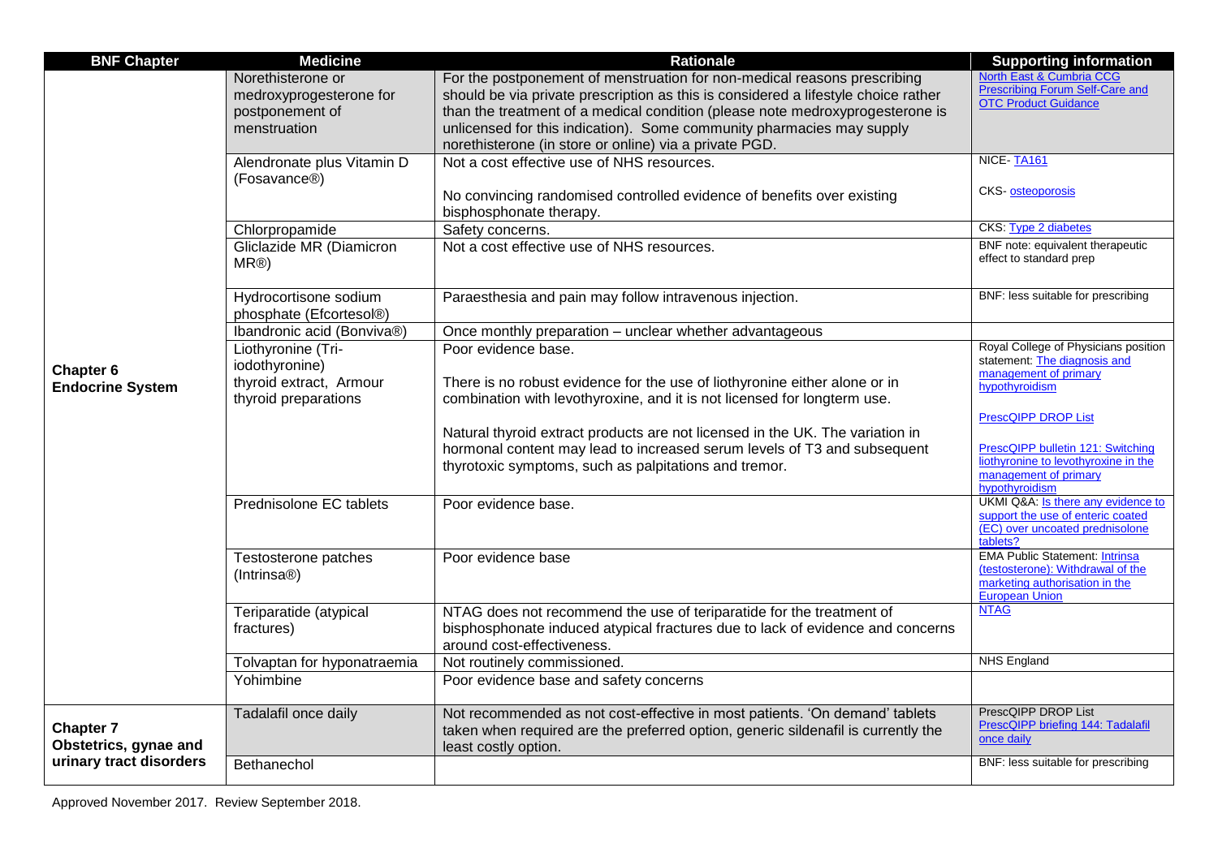| BNF Chapter | Medicine | Rationale | Supporting information |
|---|---|---|---|
| **Chapter 6 Endocrine System** | Norethisterone or medroxyprogesterone for postponement of menstruation | For the postponement of menstruation for non-medical reasons prescribing should be via private prescription as this is considered a lifestyle choice rather than the treatment of a medical condition (please note medroxyprogesterone is unlicensed for this indication). Some community pharmacies may supply norethisterone (in store or online) via a private PGD. | North East & Cumbria CCG Prescribing Forum Self-Care and OTC Product Guidance |
| | Alendronate plus Vitamin D (Fosavance®) | Not a cost effective use of NHS resources.<br><br>No convincing randomised controlled evidence of benefits over existing bisphosphonate therapy. | NICE- TA161<br><br>CKS- osteoporosis |
| | Chlorpropamide | Safety concerns. | CKS: Type 2 diabetes |
| | Gliclazide MR (Diamicron MR®) | Not a cost effective use of NHS resources. | BNF note: equivalent therapeutic effect to standard prep |
| | Hydrocortisone sodium phosphate (Efcortesol®) | Paraesthesia and pain may follow intravenous injection. | BNF: less suitable for prescribing |
| | Ibandronic acid (Bonviva®) | Once monthly preparation – unclear whether advantageous | |
| | Liothyronine (Tri-iodothyronine) thyroid extract, Armour thyroid preparations | Poor evidence base.<br><br>There is no robust evidence for the use of liothyronine either alone or in combination with levothyroxine, and it is not licensed for longterm use.<br><br>Natural thyroid extract products are not licensed in the UK. The variation in hormonal content may lead to increased serum levels of T3 and subsequent thyrotoxic symptoms, such as palpitations and tremor. | Royal College of Physicians position statement: The diagnosis and management of primary hypothyroidism<br><br>PrescQIPP DROP List<br><br>PrescQIPP bulletin 121: Switching liothyronine to levothyroxine in the management of primary hypothyroidism |
| | Prednisolone EC tablets | Poor evidence base. | UKMI Q&A: Is there any evidence to support the use of enteric coated (EC) over uncoated prednisolone tablets? |
| | Testosterone patches (Intrinsa®) | Poor evidence base | EMA Public Statement: Intrinsa (testosterone): Withdrawal of the marketing authorisation in the European Union |
| | Teriparatide (atypical fractures) | NTAG does not recommend the use of teriparatide for the treatment of bisphosphonate induced atypical fractures due to lack of evidence and concerns around cost-effectiveness. | NTAG |
| | Tolvaptan for hyponatraemia | Not routinely commissioned. | NHS England |
| | Yohimbine | Poor evidence base and safety concerns | |
| **Chapter 7 Obstetrics, gynae and urinary tract disorders** | Tadalafil once daily | Not recommended as not cost-effective in most patients. 'On demand' tablets taken when required are the preferred option, generic sildenafil is currently the least costly option. | PrescQIPP DROP List<br>PrescQIPP briefing 144: Tadalafil once daily |
| | Bethanechol | | BNF: less suitable for prescribing |

Approved November 2017. Review September 2018.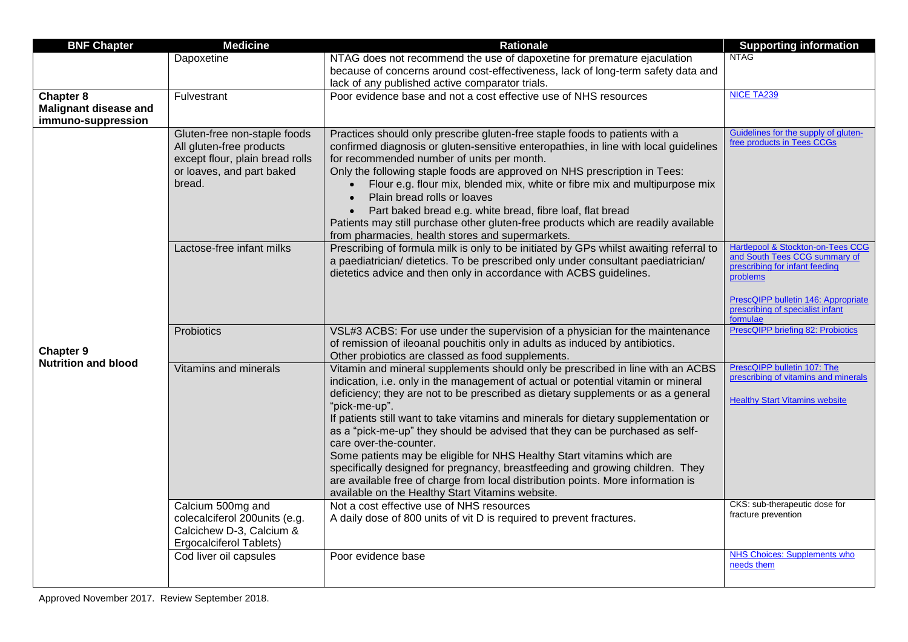| BNF Chapter | Medicine | Rationale | Supporting information |
| --- | --- | --- | --- |
| | Dapoxetine | NTAG does not recommend the use of dapoxetine for premature ejaculation because of concerns around cost-effectiveness, lack of long-term safety data and lack of any published active comparator trials. | NTAG |
| **Chapter 8 Malignant disease and immuno-suppression** | Fulvestrant | Poor evidence base and not a cost effective use of NHS resources | NICE TA239 |
| **Chapter 9 Nutrition and blood** | Gluten-free non-staple foods All gluten-free products except flour, plain bread rolls or loaves, and part baked bread. | Practices should only prescribe gluten-free staple foods to patients with a confirmed diagnosis or gluten-sensitive enteropathies, in line with local guidelines for recommended number of units per month. Only the following staple foods are approved on NHS prescription in Tees: <br>• Flour e.g. flour mix, blended mix, white or fibre mix and multipurpose mix <br>• Plain bread rolls or loaves <br>• Part baked bread e.g. white bread, fibre loaf, flat bread <br>Patients may still purchase other gluten-free products which are readily available from pharmacies, health stores and supermarkets. | Guidelines for the supply of gluten-free products in Tees CCGs |
| | Lactose-free infant milks | Prescribing of formula milk is only to be initiated by GPs whilst awaiting referral to a paediatrician/ dietetics. To be prescribed only under consultant paediatrician/ dietetics advice and then only in accordance with ACBS guidelines. | Hartlepool & Stockton-on-Tees CCG and South Tees CCG summary of prescribing for infant feeding problems <br><br>PrescQIPP bulletin 146: Appropriate prescribing of specialist infant formulae |
| | Probiotics | VSL#3 ACBS: For use under the supervision of a physician for the maintenance of remission of ileoanal pouchitis only in adults as induced by antibiotics. Other probiotics are classed as food supplements. | PrescQIPP briefing 82: Probiotics |
| | Vitamins and minerals | Vitamin and mineral supplements should only be prescribed in line with an ACBS indication, i.e. only in the management of actual or potential vitamin or mineral deficiency; they are not to be prescribed as dietary supplements or as a general "pick-me-up". <br>If patients still want to take vitamins and minerals for dietary supplementation or as a "pick-me-up" they should be advised that they can be purchased as self-care over-the-counter. <br>Some patients may be eligible for NHS Healthy Start vitamins which are specifically designed for pregnancy, breastfeeding and growing children. They are available free of charge from local distribution points. More information is available on the Healthy Start Vitamins website. | PrescQIPP bulletin 107: The prescribing of vitamins and minerals <br><br>Healthy Start Vitamins website |
| | Calcium 500mg and colecalciferol 200units (e.g. Calcichew D-3, Calcium & Ergocalciferol Tablets) | Not a cost effective use of NHS resources <br>A daily dose of 800 units of vit D is required to prevent fractures. | CKS: sub-therapeutic dose for fracture prevention |
| | Cod liver oil capsules | Poor evidence base | NHS Choices: Supplements who needs them |

Approved November 2017. Review September 2018.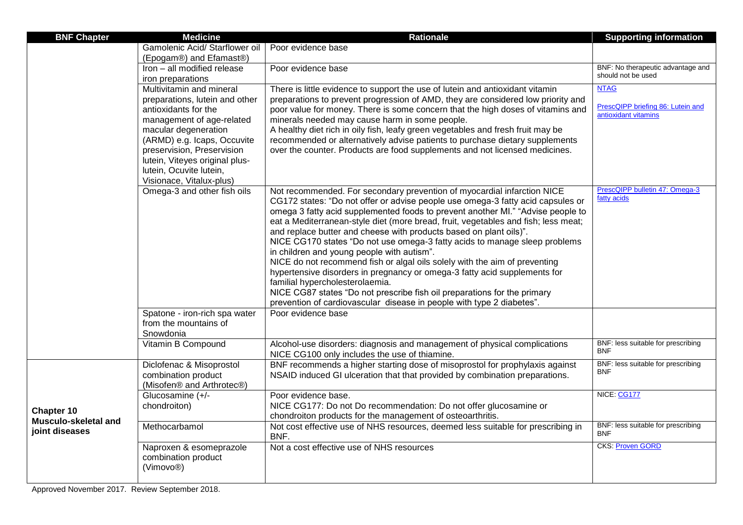| BNF Chapter | Medicine | Rationale | Supporting information |
|---|---|---|---|
| | Gamolenic Acid/ Starflower oil (Epogam®) and Efamast®) | Poor evidence base | |
| | Iron – all modified release iron preparations | Poor evidence base | BNF: No therapeutic advantage and should not be used |
| | Multivitamin and mineral preparations, lutein and other antioxidants for the management of age-related macular degeneration (ARMD) e.g. Icaps, Occuvite preservision, Preservision lutein, Viteyes original plus-lutein, Ocuvite lutein, Visionace, Vitalux-plus) | There is little evidence to support the use of lutein and antioxidant vitamin preparations to prevent progression of AMD, they are considered low priority and poor value for money. There is some concern that the high doses of vitamins and minerals needed may cause harm in some people. A healthy diet rich in oily fish, leafy green vegetables and fresh fruit may be recommended or alternatively advise patients to purchase dietary supplements over the counter. Products are food supplements and not licensed medicines. | NTAG<br><br>PrescQIPP briefing 86: Lutein and antioxidant vitamins |
| | Omega-3 and other fish oils | Not recommended. For secondary prevention of myocardial infarction NICE CG172 states: "Do not offer or advise people use omega-3 fatty acid capsules or omega 3 fatty acid supplemented foods to prevent another MI." "Advise people to eat a Mediterranean-style diet (more bread, fruit, vegetables and fish; less meat; and replace butter and cheese with products based on plant oils)".<br>NICE CG170 states "Do not use omega-3 fatty acids to manage sleep problems in children and young people with autism".<br>NICE do not recommend fish or algal oils solely with the aim of preventing hypertensive disorders in pregnancy or omega-3 fatty acid supplements for familial hypercholesterolaemia.<br>NICE CG87 states "Do not prescribe fish oil preparations for the primary prevention of cardiovascular disease in people with type 2 diabetes". | PrescQIPP bulletin 47: Omega-3 fatty acids |
| | Spatone - iron-rich spa water from the mountains of Snowdonia | Poor evidence base | |
| | Vitamin B Compound | Alcohol-use disorders: diagnosis and management of physical complications NICE CG100 only includes the use of thiamine. | BNF: less suitable for prescribing BNF |
| **Chapter 10 Musculo-skeletal and joint diseases** | Diclofenac & Misoprostol combination product (Misofen® and Arthrotec®) | BNF recommends a higher starting dose of misoprostol for prophylaxis against NSAID induced GI ulceration that that provided by combination preparations. | BNF: less suitable for prescribing BNF |
| | Glucosamine (+/- chondroiton) | Poor evidence base.<br>NICE CG177: Do not Do recommendation: Do not offer glucosamine or chondroiton products for the management of osteoarthritis. | NICE: CG177 |
| | Methocarbamol | Not cost effective use of NHS resources, deemed less suitable for prescribing in BNF. | BNF: less suitable for prescribing BNF |
| | Naproxen & esomeprazole combination product (Vimovo®) | Not a cost effective use of NHS resources | CKS: Proven GORD |

Approved November 2017. Review September 2018.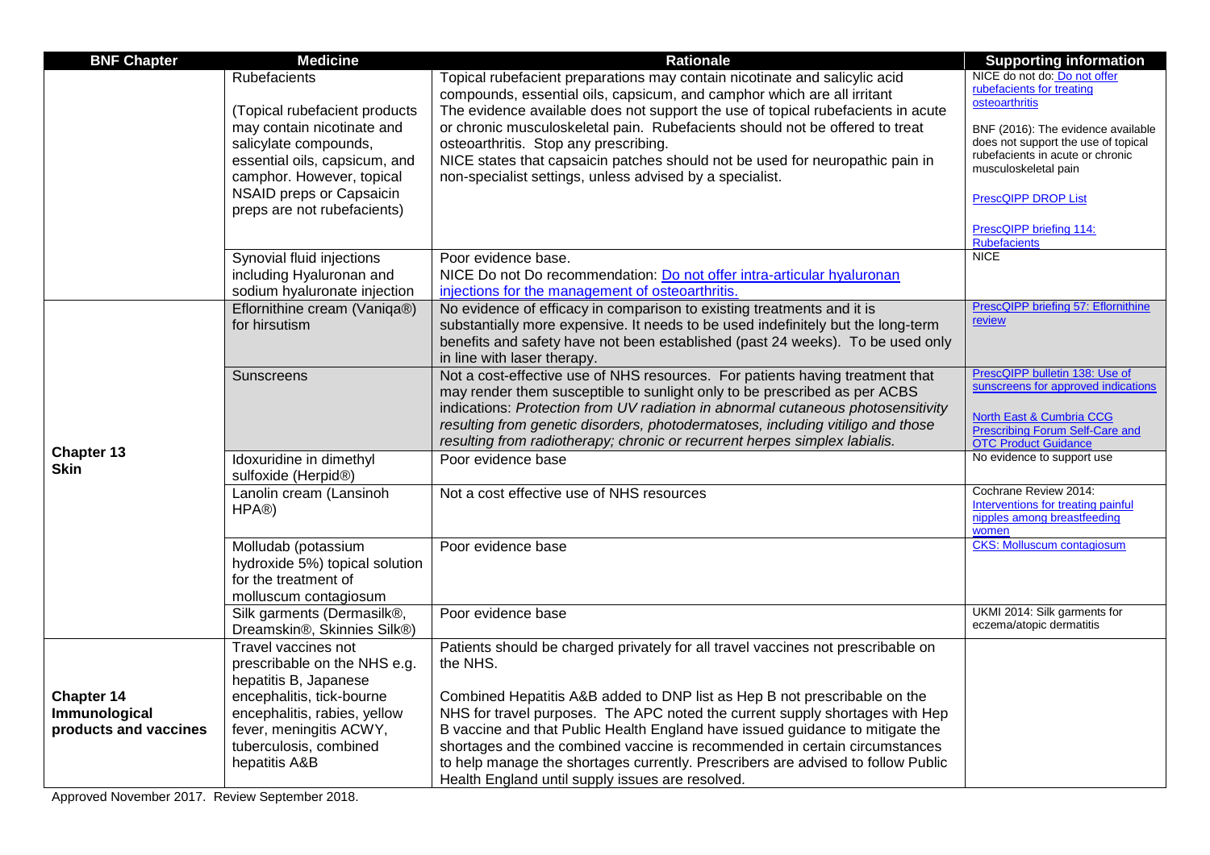| BNF Chapter | Medicine | Rationale | Supporting information |
|---|---|---|---|
| | Rubefacients<br><br>(Topical rubefacient products may contain nicotinate and salicylate compounds, essential oils, capsicum, and camphor. However, topical NSAID preps or Capsaicin preps are not rubefacients) | Topical rubefacient preparations may contain nicotinate and salicylic acid compounds, essential oils, capsicum, and camphor which are all irritant<br>The evidence available does not support the use of topical rubefacients in acute or chronic musculoskeletal pain. Rubefacients should not be offered to treat osteoarthritis. Stop any prescribing.<br>NICE states that capsaicin patches should not be used for neuropathic pain in non-specialist settings, unless advised by a specialist. | NICE do not do: Do not offer rubefacients for treating osteoarthritis<br><br>BNF (2016): The evidence available does not support the use of topical rubefacients in acute or chronic musculoskeletal pain<br><br>PrescQIPP DROP List<br><br>PrescQIPP briefing 114: Rubefacients |
| | Synovial fluid injections including Hyaluronan and sodium hyaluronate injection | Poor evidence base.<br>NICE Do not Do recommendation: Do not offer intra-articular hyaluronan injections for the management of osteoarthritis. | NICE |
| **Chapter 13 Skin** | Eflornithine cream (Vaniqa®) for hirsutism | No evidence of efficacy in comparison to existing treatments and it is substantially more expensive. It needs to be used indefinitely but the long-term benefits and safety have not been established (past 24 weeks). To be used only in line with laser therapy. | PrescQIPP briefing 57: Eflornithine review |
| | Sunscreens | Not a cost-effective use of NHS resources. For patients having treatment that may render them susceptible to sunlight only to be prescribed as per ACBS indications: *Protection from UV radiation in abnormal cutaneous photosensitivity resulting from genetic disorders, photodermatoses, including vitiligo and those resulting from radiotherapy; chronic or recurrent herpes simplex labialis.* | PrescQIPP bulletin 138: Use of sunscreens for approved indications<br><br>North East & Cumbria CCG Prescribing Forum Self-Care and OTC Product Guidance |
| | Idoxuridine in dimethyl sulfoxide (Herpid®) | Poor evidence base | No evidence to support use |
| | Lanolin cream (Lansinoh HPA®) | Not a cost effective use of NHS resources | Cochrane Review 2014: Interventions for treating painful nipples among breastfeeding women |
| | Molludab (potassium hydroxide 5%) topical solution for the treatment of molluscum contagiosum | Poor evidence base | CKS: Molluscum contagiosum |
| | Silk garments (Dermasilk®, Dreamskin®, Skinnies Silk®) | Poor evidence base | UKMI 2014: Silk garments for eczema/atopic dermatitis |
| **Chapter 14 Immunological products and vaccines** | Travel vaccines not prescribable on the NHS e.g. hepatitis B, Japanese encephalitis, tick-bourne encephalitis, rabies, yellow fever, meningitis ACWY, tuberculosis, combined hepatitis A&B | Patients should be charged privately for all travel vaccines not prescribable on the NHS.<br><br>Combined Hepatitis A&B added to DNP list as Hep B not prescribable on the NHS for travel purposes. The APC noted the current supply shortages with Hep B vaccine and that Public Health England have issued guidance to mitigate the shortages and the combined vaccine is recommended in certain circumstances to help manage the shortages currently. Prescribers are advised to follow Public Health England until supply issues are resolved. | |

Approved November 2017. Review September 2018.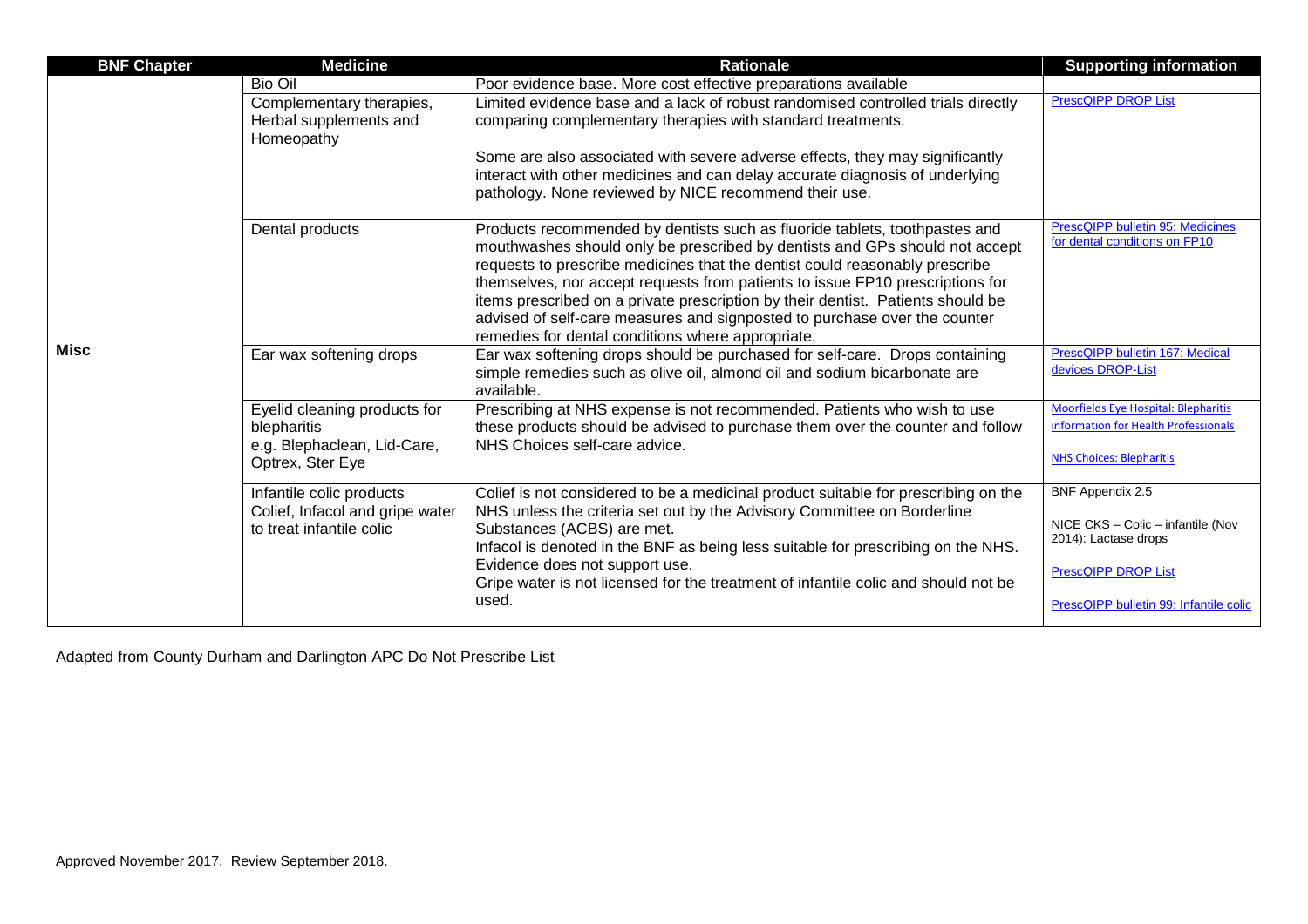| BNF Chapter | Medicine | Rationale | Supporting information |
|---|---|---|---|
| Misc | Bio Oil | Poor evidence base. More cost effective preparations available | |
| | Complementary therapies, Herbal supplements and Homeopathy | Limited evidence base and a lack of robust randomised controlled trials directly comparing complementary therapies with standard treatments.<br><br>Some are also associated with severe adverse effects, they may significantly interact with other medicines and can delay accurate diagnosis of underlying pathology. None reviewed by NICE recommend their use. | PrescQIPP DROP List |
| | Dental products | Products recommended by dentists such as fluoride tablets, toothpastes and mouthwashes should only be prescribed by dentists and GPs should not accept requests to prescribe medicines that the dentist could reasonably prescribe themselves, nor accept requests from patients to issue FP10 prescriptions for items prescribed on a private prescription by their dentist. Patients should be advised of self-care measures and signposted to purchase over the counter remedies for dental conditions where appropriate. | PrescQIPP bulletin 95: Medicines for dental conditions on FP10 |
| | Ear wax softening drops | Ear wax softening drops should be purchased for self-care. Drops containing simple remedies such as olive oil, almond oil and sodium bicarbonate are available. | PrescQIPP bulletin 167: Medical devices DROP-List |
| | Eyelid cleaning products for blepharitis e.g. Blephaclean, Lid-Care, Optrex, Ster Eye | Prescribing at NHS expense is not recommended. Patients who wish to use these products should be advised to purchase them over the counter and follow NHS Choices self-care advice. | Moorfields Eye Hospital: Blepharitis information for Health Professionals<br><br>NHS Choices: Blepharitis |
| | Infantile colic products Colief, Infacol and gripe water to treat infantile colic | Colief is not considered to be a medicinal product suitable for prescribing on the NHS unless the criteria set out by the Advisory Committee on Borderline Substances (ACBS) are met.<br>Infacol is denoted in the BNF as being less suitable for prescribing on the NHS. Evidence does not support use.<br>Gripe water is not licensed for the treatment of infantile colic and should not be used. | BNF Appendix 2.5<br><br>NICE CKS – Colic – infantile (Nov 2014): Lactase drops<br><br>PrescQIPP DROP List<br><br>PrescQIPP bulletin 99: Infantile colic |

Adapted from County Durham and Darlington APC Do Not Prescribe List

Approved November 2017. Review September 2018.